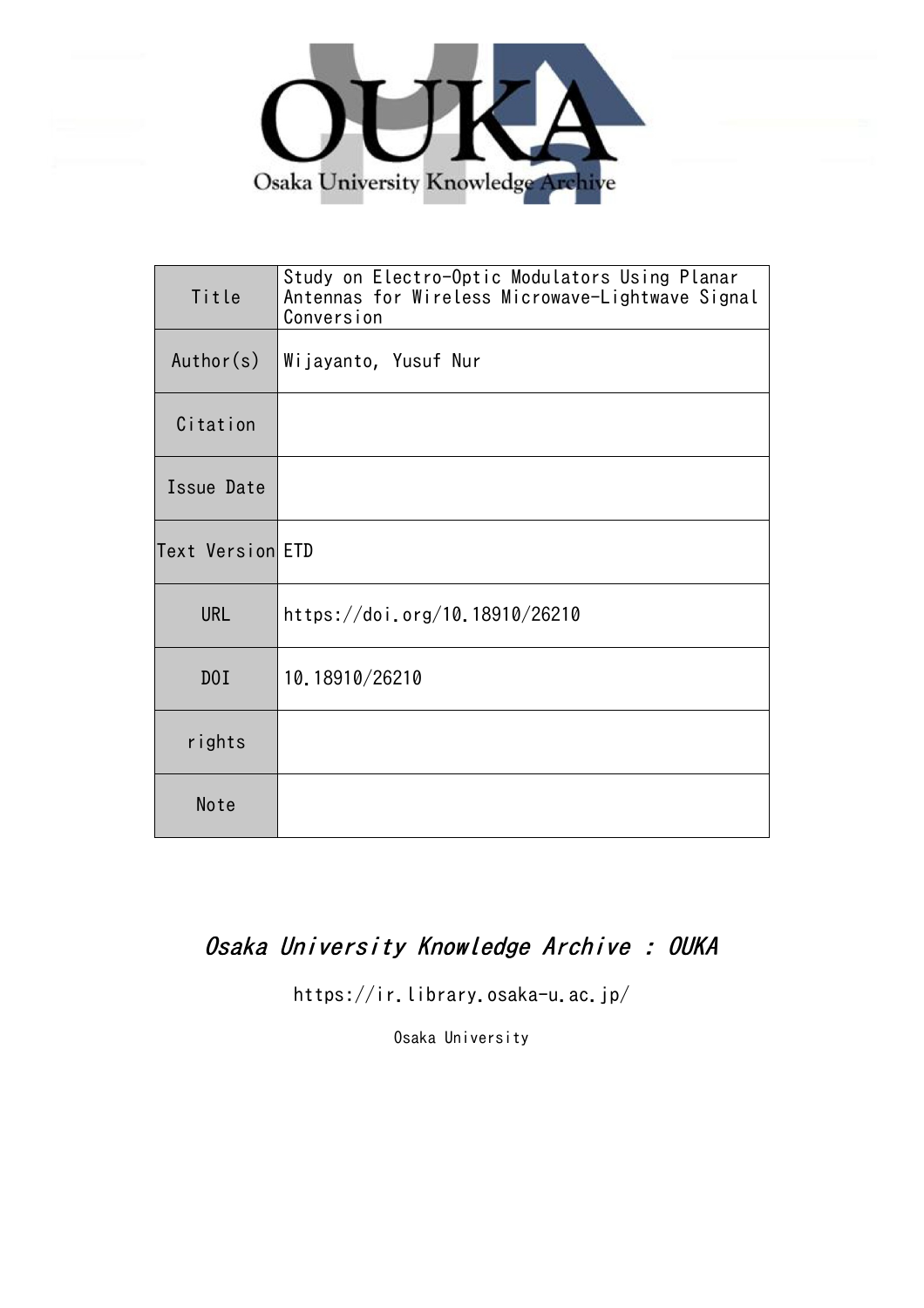OUKA

Osaka University Knowledge Archive

| Title | Study on Electro-Optic Modulators Using Planar Antennas for Wireless Microwave-Lightwave Signal Conversion |
| --- | --- |
| Author(s) | Wijayanto, Yusuf Nur |
| Citation | |
| Issue Date | |
| Text Version | ETD |
| URL | https://doi.org/10.18910/26210 |
| DOI | 10.18910/26210 |
| rights | |
| Note | |

*Osaka University Knowledge Archive : OUKA*

https://ir.library.osaka-u.ac.jp/

Osaka University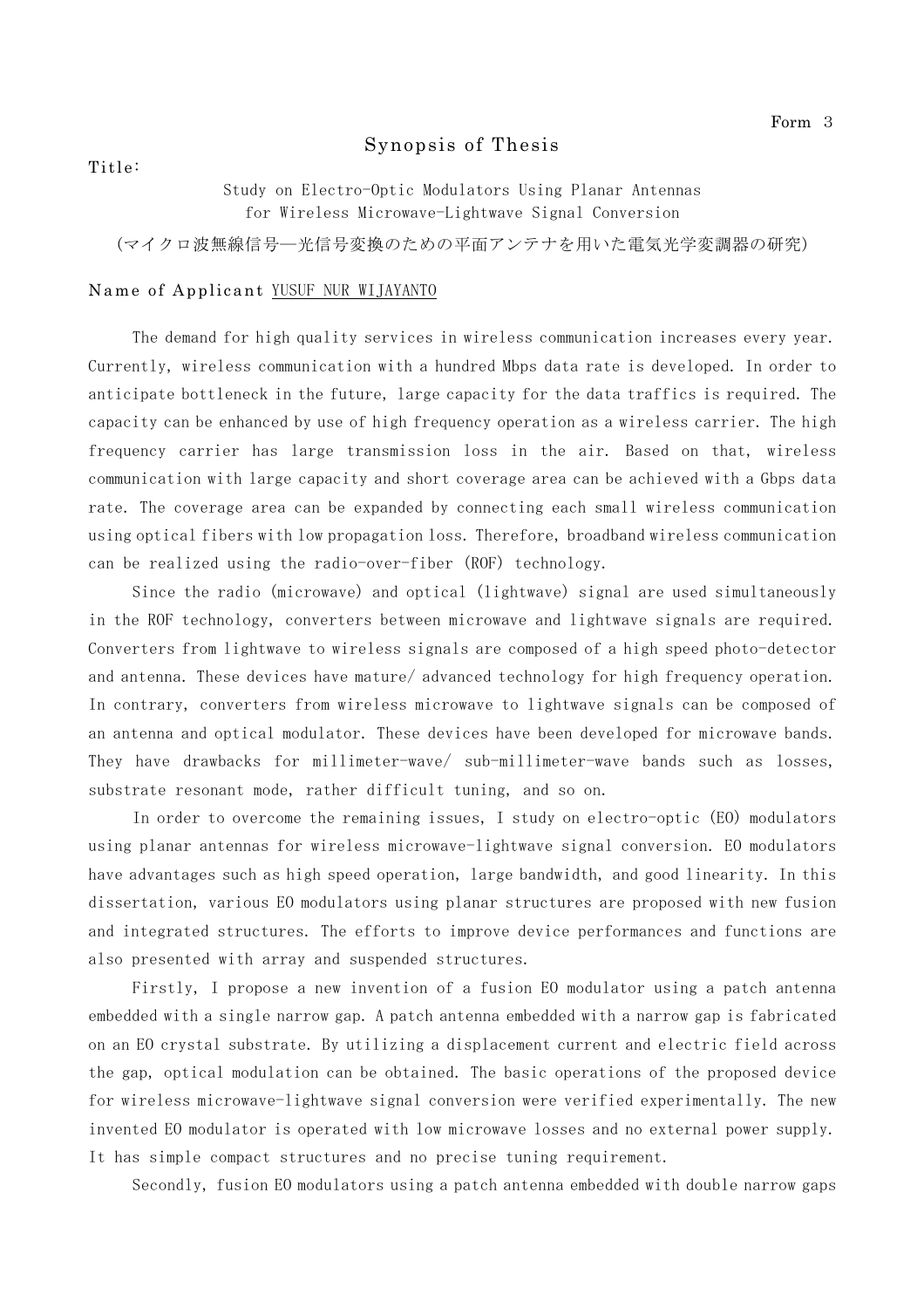Form 3

# Synopsis of Thesis

Title:

Study on Electro-Optic Modulators Using Planar Antennas for Wireless Microwave-Lightwave Signal Conversion

(マイクロ波無線信号—光信号変換のための平面アンテナを用いた電気光学変調器の研究)

Name of Applicant YUSUF NUR WIJAYANTO

The demand for high quality services in wireless communication increases every year. Currently, wireless communication with a hundred Mbps data rate is developed. In order to anticipate bottleneck in the future, large capacity for the data traffics is required. The capacity can be enhanced by use of high frequency operation as a wireless carrier. The high frequency carrier has large transmission loss in the air. Based on that, wireless communication with large capacity and short coverage area can be achieved with a Gbps data rate. The coverage area can be expanded by connecting each small wireless communication using optical fibers with low propagation loss. Therefore, broadband wireless communication can be realized using the radio-over-fiber (ROF) technology.

Since the radio (microwave) and optical (lightwave) signal are used simultaneously in the ROF technology, converters between microwave and lightwave signals are required. Converters from lightwave to wireless signals are composed of a high speed photo-detector and antenna. These devices have mature/ advanced technology for high frequency operation. In contrary, converters from wireless microwave to lightwave signals can be composed of an antenna and optical modulator. These devices have been developed for microwave bands. They have drawbacks for millimeter-wave/ sub-millimeter-wave bands such as losses, substrate resonant mode, rather difficult tuning, and so on.

In order to overcome the remaining issues, I study on electro-optic (EO) modulators using planar antennas for wireless microwave-lightwave signal conversion. EO modulators have advantages such as high speed operation, large bandwidth, and good linearity. In this dissertation, various EO modulators using planar structures are proposed with new fusion and integrated structures. The efforts to improve device performances and functions are also presented with array and suspended structures.

Firstly, I propose a new invention of a fusion EO modulator using a patch antenna embedded with a single narrow gap. A patch antenna embedded with a narrow gap is fabricated on an EO crystal substrate. By utilizing a displacement current and electric field across the gap, optical modulation can be obtained. The basic operations of the proposed device for wireless microwave-lightwave signal conversion were verified experimentally. The new invented EO modulator is operated with low microwave losses and no external power supply. It has simple compact structures and no precise tuning requirement.

Secondly, fusion EO modulators using a patch antenna embedded with double narrow gaps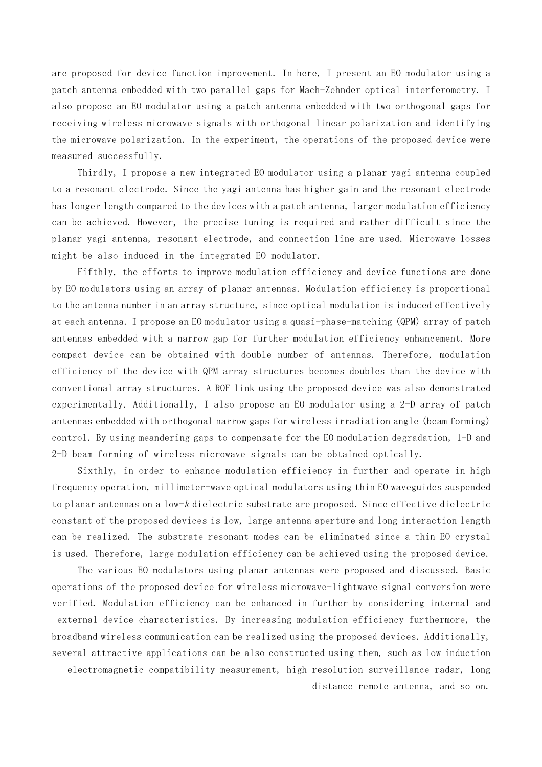are proposed for device function improvement. In here, I present an EO modulator using a patch antenna embedded with two parallel gaps for Mach-Zehnder optical interferometry. I also propose an EO modulator using a patch antenna embedded with two orthogonal gaps for receiving wireless microwave signals with orthogonal linear polarization and identifying the microwave polarization. In the experiment, the operations of the proposed device were measured successfully.

Thirdly, I propose a new integrated EO modulator using a planar yagi antenna coupled to a resonant electrode. Since the yagi antenna has higher gain and the resonant electrode has longer length compared to the devices with a patch antenna, larger modulation efficiency can be achieved. However, the precise tuning is required and rather difficult since the planar yagi antenna, resonant electrode, and connection line are used. Microwave losses might be also induced in the integrated EO modulator.

Fifthly, the efforts to improve modulation efficiency and device functions are done by EO modulators using an array of planar antennas. Modulation efficiency is proportional to the antenna number in an array structure, since optical modulation is induced effectively at each antenna. I propose an EO modulator using a quasi-phase-matching (QPM) array of patch antennas embedded with a narrow gap for further modulation efficiency enhancement. More compact device can be obtained with double number of antennas. Therefore, modulation efficiency of the device with QPM array structures becomes doubles than the device with conventional array structures. A ROF link using the proposed device was also demonstrated experimentally. Additionally, I also propose an EO modulator using a 2-D array of patch antennas embedded with orthogonal narrow gaps for wireless irradiation angle (beam forming) control. By using meandering gaps to compensate for the EO modulation degradation, 1-D and 2-D beam forming of wireless microwave signals can be obtained optically.

Sixthly, in order to enhance modulation efficiency in further and operate in high frequency operation, millimeter-wave optical modulators using thin EO waveguides suspended to planar antennas on a low-*k* dielectric substrate are proposed. Since effective dielectric constant of the proposed devices is low, large antenna aperture and long interaction length can be realized. The substrate resonant modes can be eliminated since a thin EO crystal is used. Therefore, large modulation efficiency can be achieved using the proposed device.

The various EO modulators using planar antennas were proposed and discussed. Basic operations of the proposed device for wireless microwave-lightwave signal conversion were verified. Modulation efficiency can be enhanced in further by considering internal and external device characteristics. By increasing modulation efficiency furthermore, the broadband wireless communication can be realized using the proposed devices. Additionally, several attractive applications can be also constructed using them, such as low induction electromagnetic compatibility measurement, high resolution surveillance radar, long distance remote antenna, and so on.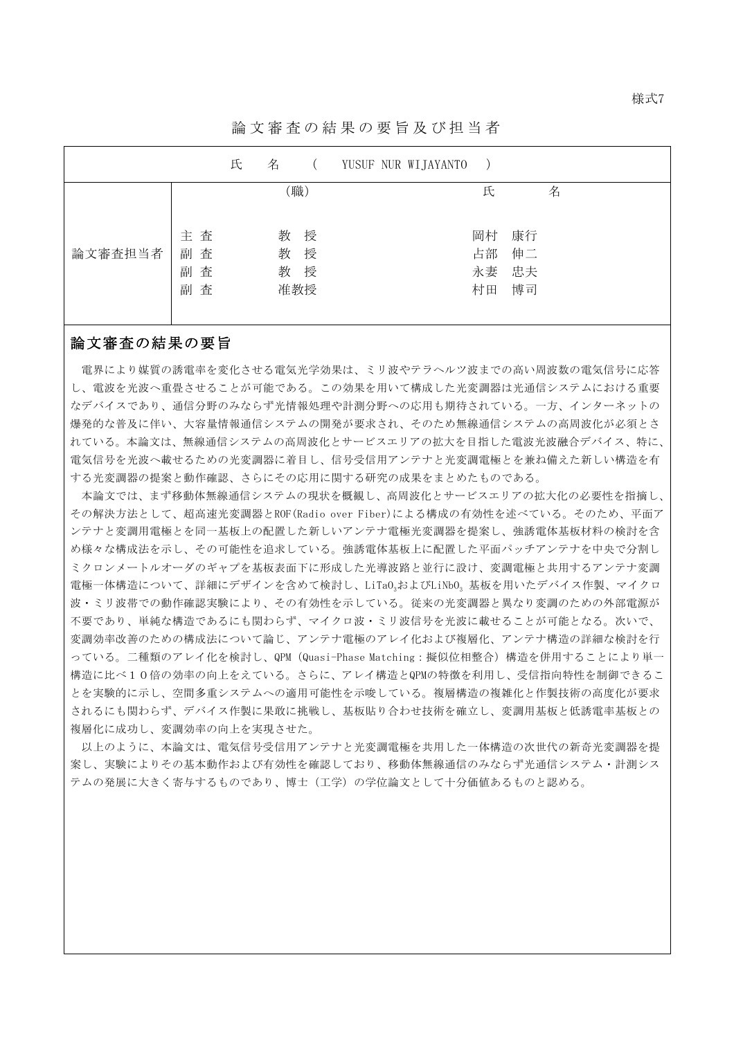様式7

# 論文審査の結果の要旨及び担当者

| 氏　名　（　YUSUF NUR WIJAYANTO　） | | | |
|---|---|---|---|
| | | （職） | 氏　　　名 |
| 論文審査担当者 | 主 査 | 教 授 | 岡村　康行 |
| | 副 査 | 教 授 | 占部　伸二 |
| | 副 査 | 教 授 | 永妻　忠夫 |
| | 副 査 | 准教授 | 村田　博司 |

## 論文審査の結果の要旨

電界により媒質の誘電率を変化させる電気光学効果は、ミリ波やテラヘルツ波までの高い周波数の電気信号に応答し、電波を光波へ重畳させることが可能である。この効果を用いて構成した光変調器は光通信システムにおける重要なデバイスであり、通信分野のみならず光情報処理や計測分野への応用も期待されている。一方、インターネットの爆発的な普及に伴い、大容量情報通信システムの開発が要求され、そのため無線通信システムの高周波化が必須とされている。本論文は、無線通信システムの高周波化とサービスエリアの拡大を目指した電波光波融合デバイス、特に、電気信号を光波へ載せるための光変調器に着目し、信号受信用アンテナと光変調電極とを兼ね備えた新しい構造を有する光変調器の提案と動作確認、さらにその応用に関する研究の成果をまとめたものである。

本論文では、まず移動体無線通信システムの現状を概観し、高周波化とサービスエリアの拡大化の必要性を指摘し、その解決方法として、超高速光変調器とROF(Radio over Fiber)による構成の有効性を述べている。そのため、平面アンテナと変調用電極とを同一基板上の配置した新しいアンテナ電極光変調器を提案し、強誘電体基板材料の検討を含め様々な構成法を示し、その可能性を追求している。強誘電体基板上に配置した平面パッチアンテナを中央で分割しミクロンメートルオーダのギャップを基板表面下に形成した光導波路と並行に設け、変調電極と共用するアンテナ変調電極一体構造について、詳細にデザインを含めて検討し、$LiTaO_3$および$LiNbO_3$ 基板を用いたデバイス作製、マイクロ波・ミリ波帯での動作確認実験により、その有効性を示している。従来の光変調器と異なり変調のための外部電源が不要であり、単純な構造であるにも関わらず、マイクロ波・ミリ波信号を光波に載せることが可能となる。次いで、変調効率改善のための構成法について論じ、アンテナ電極のアレイ化および複層化、アンテナ構造の詳細な検討を行っている。二種類のアレイ化を検討し、QPM（Quasi-Phase Matching：擬似位相整合）構造を併用することにより単一構造に比べ１０倍の効率の向上をえている。さらに、アレイ構造とQPMの特徴を利用し、受信指向特性を制御できることを実験的に示し、空間多重システムへの適用可能性を示唆している。複層構造の複雑化と作製技術の高度化が要求されるにも関わらず、デバイス作製に果敢に挑戦し、基板貼り合わせ技術を確立し、変調用基板と低誘電率基板との複層化に成功し、変調効率の向上を実現させた。

以上のように、本論文は、電気信号受信用アンテナと光変調電極を共用した一体構造の次世代の新奇光変調器を提案し、実験によりその基本動作および有効性を確認しており、移動体無線通信のみならず光通信システム・計測システムの発展に大きく寄与するものであり、博士（工学）の学位論文として十分価値あるものと認める。